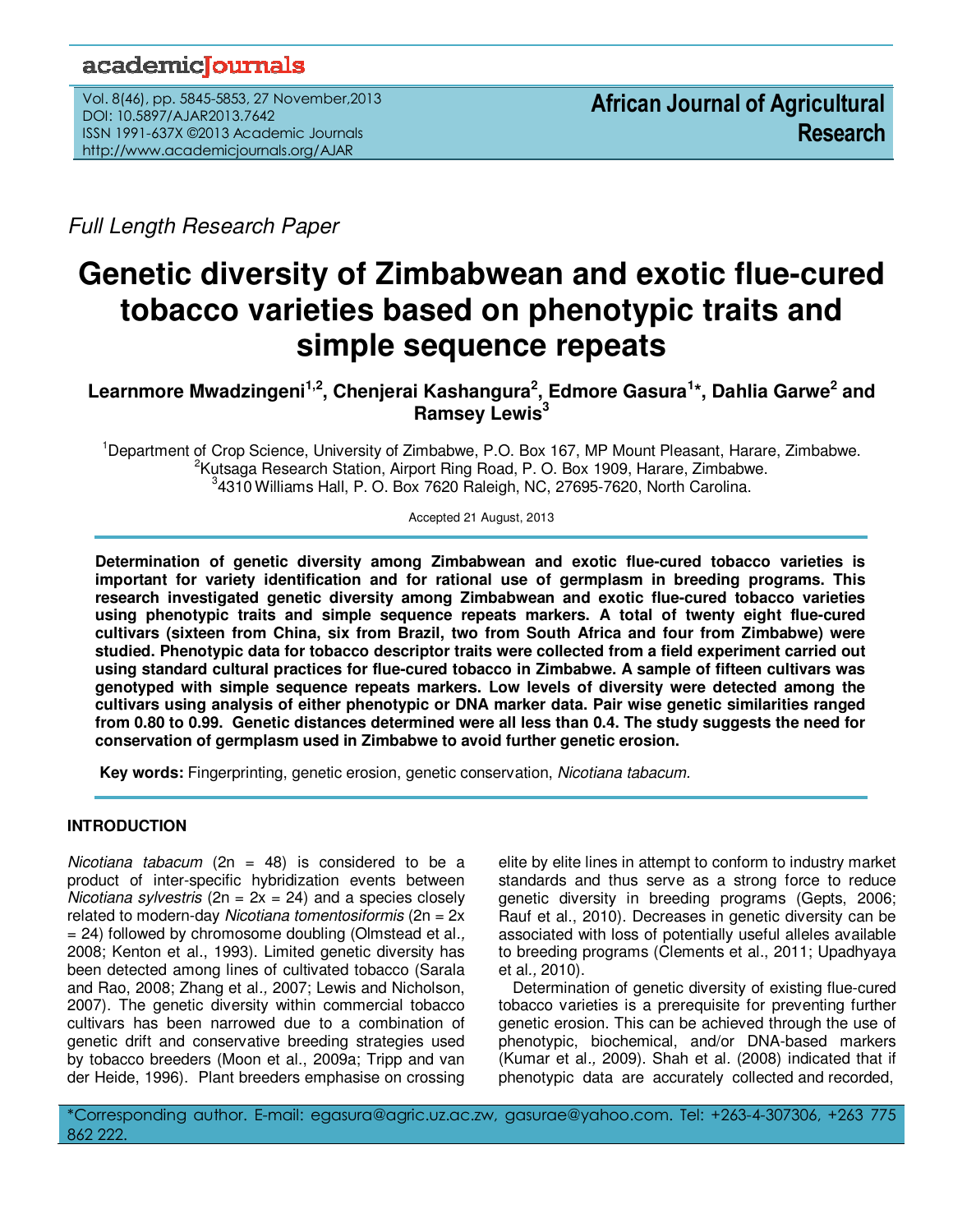Full Length Research Paper

# Genetic diversity of Zimbabwean and exotic flue-cured tobacco varieties based on phenotypic traits and simple sequence repeats

**Learnmore Mwadzingeni[1,2], Chenjerai Kashangura[2], Edmore Gasura[1]*, Dahlia Garwe[2] and Ramsey Lewis[3]**

[1]Department of Crop Science, University of Zimbabwe, P.O. Box 167, MP Mount Pleasant, Harare, Zimbabwe.
[2]Kutsaga Research Station, Airport Ring Road, P. O. Box 1909, Harare, Zimbabwe.
[3]4310 Williams Hall, P. O. Box 7620 Raleigh, NC, 27695-7620, North Carolina.

Accepted 21 August, 2013

**Determination of genetic diversity among Zimbabwean and exotic flue-cured tobacco varieties is important for variety identification and for rational use of germplasm in breeding programs. This research investigated genetic diversity among Zimbabwean and exotic flue-cured tobacco varieties using phenotypic traits and simple sequence repeats markers. A total of twenty eight flue-cured cultivars (sixteen from China, six from Brazil, two from South Africa and four from Zimbabwe) were studied. Phenotypic data for tobacco descriptor traits were collected from a field experiment carried out using standard cultural practices for flue-cured tobacco in Zimbabwe. A sample of fifteen cultivars was genotyped with simple sequence repeats markers. Low levels of diversity were detected among the cultivars using analysis of either phenotypic or DNA marker data. Pair wise genetic similarities ranged from 0.80 to 0.99. Genetic distances determined were all less than 0.4. The study suggests the need for conservation of germplasm used in Zimbabwe to avoid further genetic erosion.**

**Key words:** Fingerprinting, genetic erosion, genetic conservation, *Nicotiana tabacum.*

## INTRODUCTION

*Nicotiana tabacum* (2n = 48) is considered to be a product of inter-specific hybridization events between *Nicotiana sylvestris* (2n = 2x = 24) and a species closely related to modern-day *Nicotiana tomentosiformis* (2n = 2x = 24) followed by chromosome doubling (Olmstead et al., 2008; Kenton et al., 1993). Limited genetic diversity has been detected among lines of cultivated tobacco (Sarala and Rao, 2008; Zhang et al., 2007; Lewis and Nicholson, 2007). The genetic diversity within commercial tobacco cultivars has been narrowed due to a combination of genetic drift and conservative breeding strategies used by tobacco breeders (Moon et al., 2009a; Tripp and van der Heide, 1996). Plant breeders emphasise on crossing elite by elite lines in attempt to conform to industry market standards and thus serve as a strong force to reduce genetic diversity in breeding programs (Gepts, 2006; Rauf et al., 2010). Decreases in genetic diversity can be associated with loss of potentially useful alleles available to breeding programs (Clements et al., 2011; Upadhyaya et al., 2010).

Determination of genetic diversity of existing flue-cured tobacco varieties is a prerequisite for preventing further genetic erosion. This can be achieved through the use of phenotypic, biochemical, and/or DNA-based markers (Kumar et al., 2009). Shah et al. (2008) indicated that if phenotypic data are accurately collected and recorded,

*Corresponding author. E-mail: egasura@agric.uz.ac.zw, gasurae@yahoo.com. Tel: +263-4-307306, +263 775 862 222.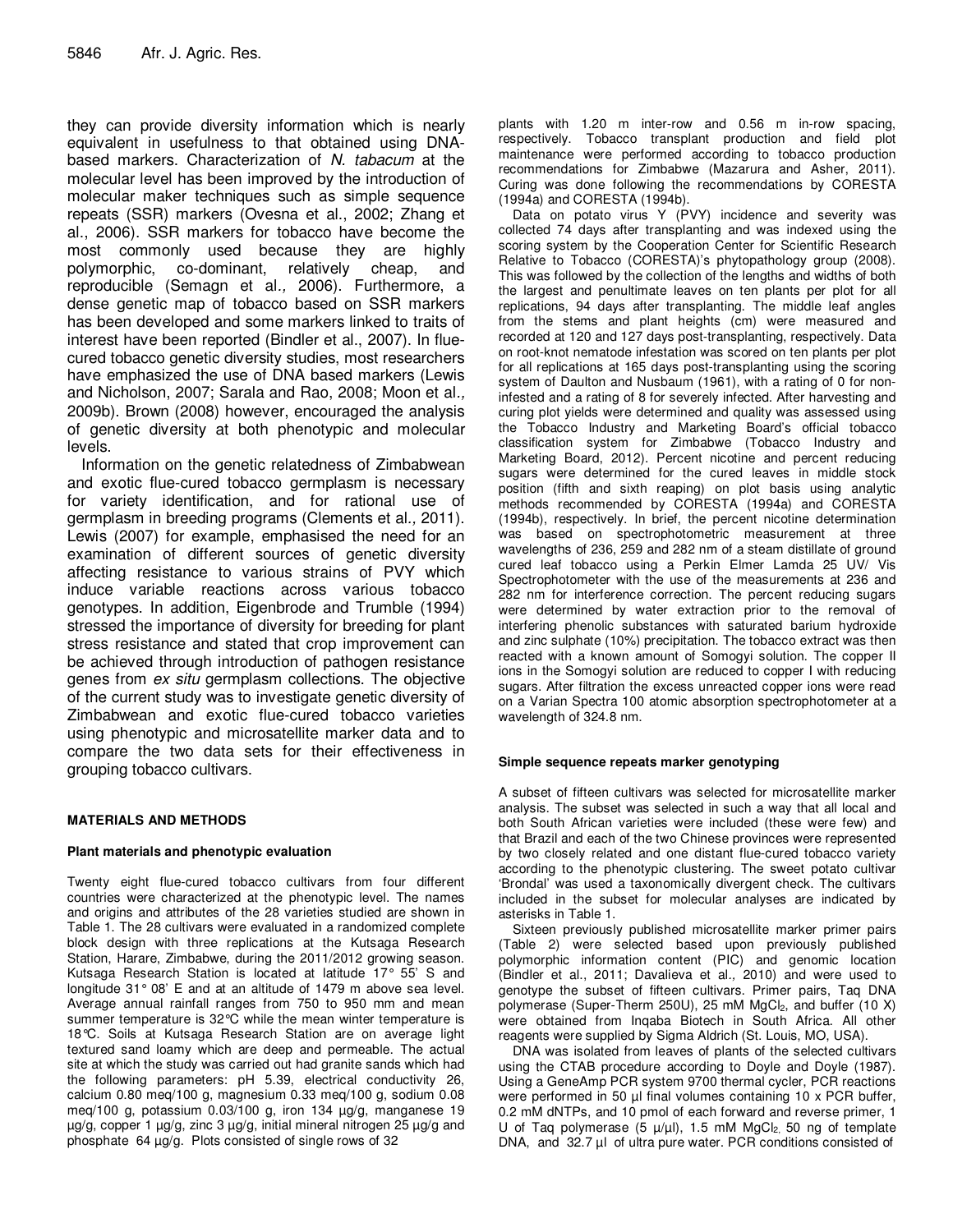they can provide diversity information which is nearly equivalent in usefulness to that obtained using DNA-based markers. Characterization of *N. tabacum* at the molecular level has been improved by the introduction of molecular maker techniques such as simple sequence repeats (SSR) markers (Ovesna et al., 2002; Zhang et al., 2006). SSR markers for tobacco have become the most commonly used because they are highly polymorphic, co-dominant, relatively cheap, and reproducible (Semagn et al*.,* 2006). Furthermore, a dense genetic map of tobacco based on SSR markers has been developed and some markers linked to traits of interest have been reported (Bindler et al., 2007). In flue-cured tobacco genetic diversity studies, most researchers have emphasized the use of DNA based markers (Lewis and Nicholson, 2007; Sarala and Rao, 2008; Moon et al*.,* 2009b). Brown (2008) however, encouraged the analysis of genetic diversity at both phenotypic and molecular levels.

Information on the genetic relatedness of Zimbabwean and exotic flue-cured tobacco germplasm is necessary for variety identification, and for rational use of germplasm in breeding programs (Clements et al*.,* 2011). Lewis (2007) for example, emphasised the need for an examination of different sources of genetic diversity affecting resistance to various strains of PVY which induce variable reactions across various tobacco genotypes. In addition, Eigenbrode and Trumble (1994) stressed the importance of diversity for breeding for plant stress resistance and stated that crop improvement can be achieved through introduction of pathogen resistance genes from *ex situ* germplasm collections. The objective of the current study was to investigate genetic diversity of Zimbabwean and exotic flue-cured tobacco varieties using phenotypic and microsatellite marker data and to compare the two data sets for their effectiveness in grouping tobacco cultivars.

## MATERIALS AND METHODS

### Plant materials and phenotypic evaluation

Twenty eight flue-cured tobacco cultivars from four different countries were characterized at the phenotypic level. The names and origins and attributes of the 28 varieties studied are shown in Table 1. The 28 cultivars were evaluated in a randomized complete block design with three replications at the Kutsaga Research Station, Harare, Zimbabwe, during the 2011/2012 growing season. Kutsaga Research Station is located at latitude 17° 55' S and longitude 31° 08' E and at an altitude of 1479 m above sea level. Average annual rainfall ranges from 750 to 950 mm and mean summer temperature is 32°C while the mean winter temperature is 18°C. Soils at Kutsaga Research Station are on average light textured sand loamy which are deep and permeable. The actual site at which the study was carried out had granite sands which had the following parameters: pH 5.39, electrical conductivity 26, calcium 0.80 meq/100 g, magnesium 0.33 meq/100 g, sodium 0.08 meq/100 g, potassium 0.03/100 g, iron 134 µg/g, manganese 19 µg/g, copper 1 µg/g, zinc 3 µg/g, initial mineral nitrogen 25 µg/g and phosphate 64 µg/g. Plots consisted of single rows of 32 plants with 1.20 m inter-row and 0.56 m in-row spacing, respectively. Tobacco transplant production and field plot maintenance were performed according to tobacco production recommendations for Zimbabwe (Mazarura and Asher, 2011). Curing was done following the recommendations by CORESTA (1994a) and CORESTA (1994b).

Data on potato virus Y (PVY) incidence and severity was collected 74 days after transplanting and was indexed using the scoring system by the Cooperation Center for Scientific Research Relative to Tobacco (CORESTA)'s phytopathology group (2008). This was followed by the collection of the lengths and widths of both the largest and penultimate leaves on ten plants per plot for all replications, 94 days after transplanting. The middle leaf angles from the stems and plant heights (cm) were measured and recorded at 120 and 127 days post-transplanting, respectively. Data on root-knot nematode infestation was scored on ten plants per plot for all replications at 165 days post-transplanting using the scoring system of Daulton and Nusbaum (1961), with a rating of 0 for non-infested and a rating of 8 for severely infected. After harvesting and curing plot yields were determined and quality was assessed using the Tobacco Industry and Marketing Board's official tobacco classification system for Zimbabwe (Tobacco Industry and Marketing Board, 2012). Percent nicotine and percent reducing sugars were determined for the cured leaves in middle stock position (fifth and sixth reaping) on plot basis using analytic methods recommended by CORESTA (1994a) and CORESTA (1994b), respectively. In brief, the percent nicotine determination was based on spectrophotometric measurement at three wavelengths of 236, 259 and 282 nm of a steam distillate of ground cured leaf tobacco using a Perkin Elmer Lamda 25 UV/ Vis Spectrophotometer with the use of the measurements at 236 and 282 nm for interference correction. The percent reducing sugars were determined by water extraction prior to the removal of interfering phenolic substances with saturated barium hydroxide and zinc sulphate (10%) precipitation. The tobacco extract was then reacted with a known amount of Somogyi solution. The copper II ions in the Somogyi solution are reduced to copper I with reducing sugars. After filtration the excess unreacted copper ions were read on a Varian Spectra 100 atomic absorption spectrophotometer at a wavelength of 324.8 nm.

### Simple sequence repeats marker genotyping

A subset of fifteen cultivars was selected for microsatellite marker analysis. The subset was selected in such a way that all local and both South African varieties were included (these were few) and that Brazil and each of the two Chinese provinces were represented by two closely related and one distant flue-cured tobacco variety according to the phenotypic clustering. The sweet potato cultivar 'Brondal' was used a taxonomically divergent check. The cultivars included in the subset for molecular analyses are indicated by asterisks in Table 1.

Sixteen previously published microsatellite marker primer pairs (Table 2) were selected based upon previously published polymorphic information content (PIC) and genomic location (Bindler et al., 2011; Davalieva et al., 2010) and were used to genotype the subset of fifteen cultivars. Primer pairs, Taq DNA polymerase (Super-Therm 250U), 25 mM $MgCl_2$, and buffer (10 X) were obtained from Inqaba Biotech in South Africa. All other reagents were supplied by Sigma Aldrich (St. Louis, MO, USA).

DNA was isolated from leaves of plants of the selected cultivars using the CTAB procedure according to Doyle and Doyle (1987). Using a GeneAmp PCR system 9700 thermal cycler, PCR reactions were performed in 50 µl final volumes containing 10 x PCR buffer, 0.2 mM dNTPs, and 10 pmol of each forward and reverse primer, 1 U of Taq polymerase (5 µ/µl), 1.5 mM $MgCl_2$, 50 ng of template DNA, and 32.7 µl of ultra pure water. PCR conditions consisted of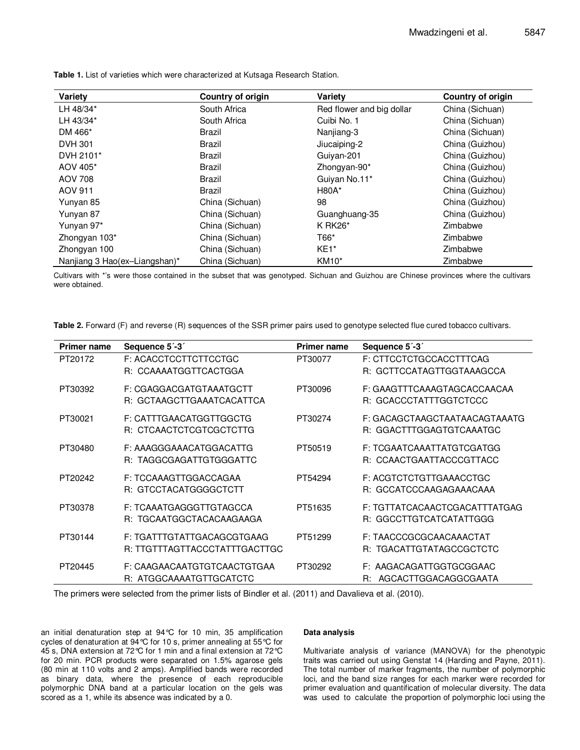**Table 1.** List of varieties which were characterized at Kutsaga Research Station.

| Variety | Country of origin | Variety | Country of origin |
|---|---|---|---|
| LH 48/34* | South Africa | Red flower and big dollar | China (Sichuan) |
| LH 43/34* | South Africa | Cuibi No. 1 | China (Sichuan) |
| DM 466* | Brazil | Nanjiang-3 | China (Sichuan) |
| DVH 301 | Brazil | Jiucaiping-2 | China (Guizhou) |
| DVH 2101* | Brazil | Guiyan-201 | China (Guizhou) |
| AOV 405* | Brazil | Zhongyan-90* | China (Guizhou) |
| AOV 708 | Brazil | Guiyan No.11* | China (Guizhou) |
| AOV 911 | Brazil | H80A* | China (Guizhou) |
| Yunyan 85 | China (Sichuan) | 98 | China (Guizhou) |
| Yunyan 87 | China (Sichuan) | Guanghuang-35 | China (Guizhou) |
| Yunyan 97* | China (Sichuan) | K RK26* | Zimbabwe |
| Zhongyan 103* | China (Sichuan) | T66* | Zimbabwe |
| Zhongyan 100 | China (Sichuan) | KE1* | Zimbabwe |
| Nanjiang 3 Hao(ex–Liangshan)* | China (Sichuan) | KM10* | Zimbabwe |

Cultivars with *'s were those contained in the subset that was genotyped. Sichuan and Guizhou are Chinese provinces where the cultivars were obtained.

**Table 2.** Forward (F) and reverse (R) sequences of the SSR primer pairs used to genotype selected flue cured tobacco cultivars.

| Primer name | Sequence 5´-3´ | Primer name | Sequence 5´-3´ |
|---|---|---|---|
| PT20172 | F: ACACCTCCTTCTTCCTGC<br>R: CCAAAATGGTTCACTGGA | PT30077 | F: CTTCCTCTGCCACCTTTCAG<br>R: GCTTCCATAGTTGGTAAAGCCA |
| PT30392 | F: CGAGGACGATGTAAATGCTT<br>R: GCTAAGCTTGAAATCACATTCA | PT30096 | F: GAAGTTTCAAAGTAGCACCAACAA<br>R: GCACCCTATTTGGTCTCCC |
| PT30021 | F: CATTTGAACATGGTTGGCTG<br>R: CTCAACTCTCGTCGCTCTTG | PT30274 | F: GACAGCTAAGCTAATAACAGTAAATG<br>R: GGACTTTGGAGTGTCAAATGC |
| PT30480 | F: AAAGGGAAACATGGACATTG<br>R: TAGGCGAGATTGTGGGATTC | PT50519 | F: TCGAATCAAATTATGTCGATGG<br>R: CCAACTGAATTACCCGTTACC |
| PT20242 | F: TCCAAAGTTGGACCAGAA<br>R: GTCCTACATGGGGCTCTT | PT54294 | F: ACGTCTCTGTTGAAACCTGC<br>R: GCCATCCCAAGAGAAACAAA |
| PT30378 | F: TCAAATGAGGGTTGTAGCCA<br>R: TGCAATGGCTACACAAGAAGA | PT51635 | F: TGTTATCACAACTCGACATTTATGAG<br>R: GGCCTTGTCATCATATTGGG |
| PT30144 | F: TGATTTGTATTGACAGCGTGAAG<br>R: TTGTTTAGTTACCCTATTTGACTTGC | PT51299 | F: TAACCCGCGCAACAAACTAT<br>R: TGACATTGTATAGCCGCTCTC |
| PT20445 | F: CAAGAACAATGTGTCAACTGTGAA<br>R: ATGGCAAAATGTTGCATCTC | PT30292 | F: AAGACAGATTGGTGCGGAAC<br>R: AGCACTTGGACAGGCGAATA |

The primers were selected from the primer lists of Bindler et al. (2011) and Davalieva et al. (2010).

an initial denaturation step at 94°C for 10 min, 35 amplification cycles of denaturation at 94°C for 10 s, primer annealing at 55°C for 45 s, DNA extension at 72°C for 1 min and a final extension at 72°C for 20 min. PCR products were separated on 1.5% agarose gels (80 min at 110 volts and 2 amps). Amplified bands were recorded as binary data, where the presence of each reproducible polymorphic DNA band at a particular location on the gels was scored as a 1, while its absence was indicated by a 0.

#### Data analysis

Multivariate analysis of variance (MANOVA) for the phenotypic traits was carried out using Genstat 14 (Harding and Payne, 2011). The total number of marker fragments, the number of polymorphic loci, and the band size ranges for each marker were recorded for primer evaluation and quantification of molecular diversity. The data was used to calculate the proportion of polymorphic loci using the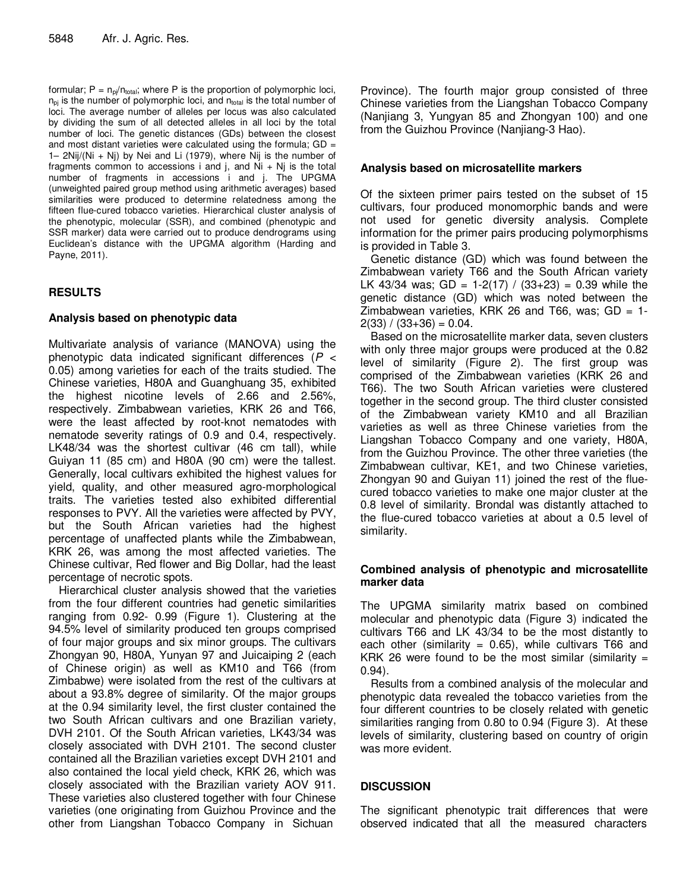formular; $P = n_{pj}/n_{total}$; where P is the proportion of polymorphic loci, $n_{pj}$ is the number of polymorphic loci, and $n_{total}$ is the total number of loci. The average number of alleles per locus was also calculated by dividing the sum of all detected alleles in all loci by the total number of loci. The genetic distances (GDs) between the closest and most distant varieties were calculated using the formula; $GD = 1– 2Nij/(Ni + Nj)$ by Nei and Li (1979), where Nij is the number of fragments common to accessions i and j, and Ni + Nj is the total number of fragments in accessions i and j. The UPGMA (unweighted paired group method using arithmetic averages) based similarities were produced to determine relatedness among the fifteen flue-cured tobacco varieties. Hierarchical cluster analysis of the phenotypic, molecular (SSR), and combined (phenotypic and SSR marker) data were carried out to produce dendrograms using Euclidean's distance with the UPGMA algorithm (Harding and Payne, 2011).

## RESULTS

### Analysis based on phenotypic data

Multivariate analysis of variance (MANOVA) using the phenotypic data indicated significant differences ($P < 0.05$) among varieties for each of the traits studied. The Chinese varieties, H80A and Guanghuang 35, exhibited the highest nicotine levels of 2.66 and 2.56%, respectively. Zimbabwean varieties, KRK 26 and T66, were the least affected by root-knot nematodes with nematode severity ratings of 0.9 and 0.4, respectively. LK48/34 was the shortest cultivar (46 cm tall), while Guiyan 11 (85 cm) and H80A (90 cm) were the tallest. Generally, local cultivars exhibited the highest values for yield, quality, and other measured agro-morphological traits. The varieties tested also exhibited differential responses to PVY. All the varieties were affected by PVY, but the South African varieties had the highest percentage of unaffected plants while the Zimbabwean, KRK 26, was among the most affected varieties. The Chinese cultivar, Red flower and Big Dollar, had the least percentage of necrotic spots.

Hierarchical cluster analysis showed that the varieties from the four different countries had genetic similarities ranging from 0.92- 0.99 (Figure 1). Clustering at the 94.5% level of similarity produced ten groups comprised of four major groups and six minor groups. The cultivars Zhongyan 90, H80A, Yunyan 97 and Juicaiping 2 (each of Chinese origin) as well as KM10 and T66 (from Zimbabwe) were isolated from the rest of the cultivars at about a 93.8% degree of similarity. Of the major groups at the 0.94 similarity level, the first cluster contained the two South African cultivars and one Brazilian variety, DVH 2101. Of the South African varieties, LK43/34 was closely associated with DVH 2101. The second cluster contained all the Brazilian varieties except DVH 2101 and also contained the local yield check, KRK 26, which was closely associated with the Brazilian variety AOV 911. These varieties also clustered together with four Chinese varieties (one originating from Guizhou Province and the other from Liangshan Tobacco Company in Sichuan Province). The fourth major group consisted of three Chinese varieties from the Liangshan Tobacco Company (Nanjiang 3, Yungyan 85 and Zhongyan 100) and one from the Guizhou Province (Nanjiang-3 Hao).

### Analysis based on microsatellite markers

Of the sixteen primer pairs tested on the subset of 15 cultivars, four produced monomorphic bands and were not used for genetic diversity analysis. Complete information for the primer pairs producing polymorphisms is provided in Table 3.

Genetic distance (GD) which was found between the Zimbabwean variety T66 and the South African variety LK 43/34 was; $GD = 1\text{-}2(17) / (33+23) = 0.39$ while the genetic distance (GD) which was noted between the Zimbabwean varieties, KRK 26 and T66, was; $GD = 1\text{-}2(33) / (33+36) = 0.04$.

Based on the microsatellite marker data, seven clusters with only three major groups were produced at the 0.82 level of similarity (Figure 2). The first group was comprised of the Zimbabwean varieties (KRK 26 and T66). The two South African varieties were clustered together in the second group. The third cluster consisted of the Zimbabwean variety KM10 and all Brazilian varieties as well as three Chinese varieties from the Liangshan Tobacco Company and one variety, H80A, from the Guizhou Province. The other three varieties (the Zimbabwean cultivar, KE1, and two Chinese varieties, Zhongyan 90 and Guiyan 11) joined the rest of the flue-cured tobacco varieties to make one major cluster at the 0.8 level of similarity. Brondal was distantly attached to the flue-cured tobacco varieties at about a 0.5 level of similarity.

### Combined analysis of phenotypic and microsatellite marker data

The UPGMA similarity matrix based on combined molecular and phenotypic data (Figure 3) indicated the cultivars T66 and LK 43/34 to be the most distantly to each other (similarity = 0.65), while cultivars T66 and KRK 26 were found to be the most similar (similarity = 0.94).

Results from a combined analysis of the molecular and phenotypic data revealed the tobacco varieties from the four different countries to be closely related with genetic similarities ranging from 0.80 to 0.94 (Figure 3). At these levels of similarity, clustering based on country of origin was more evident.

## DISCUSSION

The significant phenotypic trait differences that were observed indicated that all the measured characters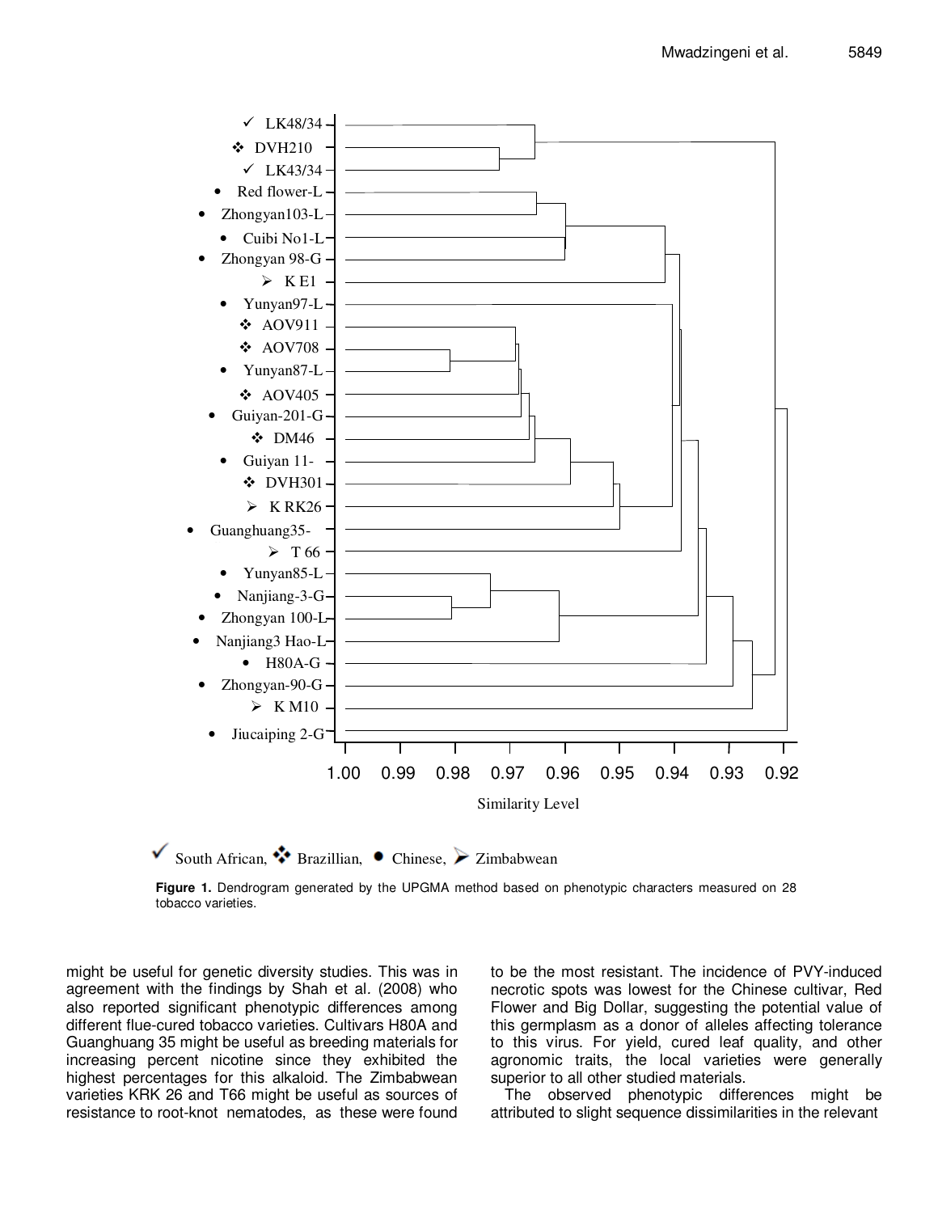Figure 1. Dendrogram generated by the UPGMA method based on phenotypic characters measured on 28 tobacco varieties.

might be useful for genetic diversity studies. This was in agreement with the findings by Shah et al. (2008) who also reported significant phenotypic differences among different flue-cured tobacco varieties. Cultivars H80A and Guanghuang 35 might be useful as breeding materials for increasing percent nicotine since they exhibited the highest percentages for this alkaloid. The Zimbabwean varieties KRK 26 and T66 might be useful as sources of resistance to root-knot nematodes, as these were found to be the most resistant. The incidence of PVY-induced necrotic spots was lowest for the Chinese cultivar, Red Flower and Big Dollar, suggesting the potential value of this germplasm as a donor of alleles affecting tolerance to this virus. For yield, cured leaf quality, and other agronomic traits, the local varieties were generally superior to all other studied materials.

The observed phenotypic differences might be attributed to slight sequence dissimilarities in the relevant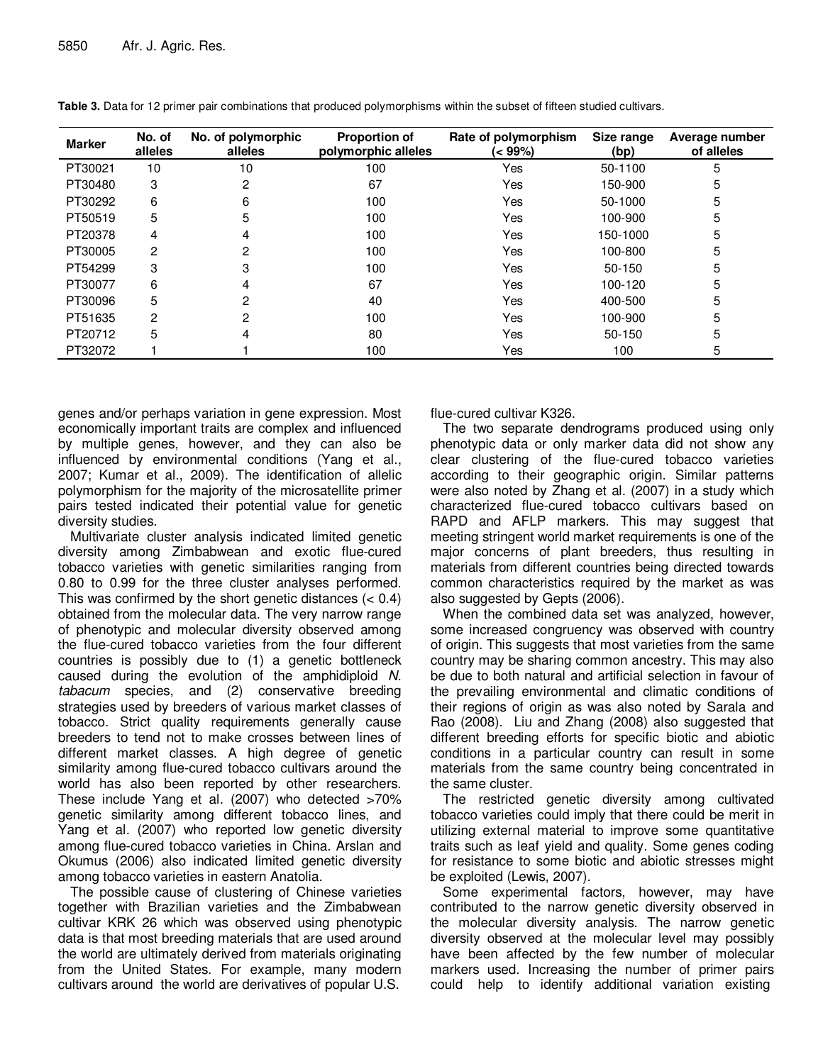**Table 3.** Data for 12 primer pair combinations that produced polymorphisms within the subset of fifteen studied cultivars.

| Marker | No. of alleles | No. of polymorphic alleles | Proportion of polymorphic alleles | Rate of polymorphism (< 99%) | Size range (bp) | Average number of alleles |
|---|---|---|---|---|---|---|
| PT30021 | 10 | 10 | 100 | Yes | 50-1100 | 5 |
| PT30480 | 3 | 2 | 67 | Yes | 150-900 | 5 |
| PT30292 | 6 | 6 | 100 | Yes | 50-1000 | 5 |
| PT50519 | 5 | 5 | 100 | Yes | 100-900 | 5 |
| PT20378 | 4 | 4 | 100 | Yes | 150-1000 | 5 |
| PT30005 | 2 | 2 | 100 | Yes | 100-800 | 5 |
| PT54299 | 3 | 3 | 100 | Yes | 50-150 | 5 |
| PT30077 | 6 | 4 | 67 | Yes | 100-120 | 5 |
| PT30096 | 5 | 2 | 40 | Yes | 400-500 | 5 |
| PT51635 | 2 | 2 | 100 | Yes | 100-900 | 5 |
| PT20712 | 5 | 4 | 80 | Yes | 50-150 | 5 |
| PT32072 | 1 | 1 | 100 | Yes | 100 | 5 |

genes and/or perhaps variation in gene expression. Most economically important traits are complex and influenced by multiple genes, however, and they can also be influenced by environmental conditions (Yang et al., 2007; Kumar et al., 2009). The identification of allelic polymorphism for the majority of the microsatellite primer pairs tested indicated their potential value for genetic diversity studies.

Multivariate cluster analysis indicated limited genetic diversity among Zimbabwean and exotic flue-cured tobacco varieties with genetic similarities ranging from 0.80 to 0.99 for the three cluster analyses performed. This was confirmed by the short genetic distances (< 0.4) obtained from the molecular data. The very narrow range of phenotypic and molecular diversity observed among the flue-cured tobacco varieties from the four different countries is possibly due to (1) a genetic bottleneck caused during the evolution of the amphidiploid *N. tabacum* species, and (2) conservative breeding strategies used by breeders of various market classes of tobacco. Strict quality requirements generally cause breeders to tend not to make crosses between lines of different market classes. A high degree of genetic similarity among flue-cured tobacco cultivars around the world has also been reported by other researchers. These include Yang et al. (2007) who detected >70% genetic similarity among different tobacco lines, and Yang et al. (2007) who reported low genetic diversity among flue-cured tobacco varieties in China. Arslan and Okumus (2006) also indicated limited genetic diversity among tobacco varieties in eastern Anatolia.

The possible cause of clustering of Chinese varieties together with Brazilian varieties and the Zimbabwean cultivar KRK 26 which was observed using phenotypic data is that most breeding materials that are used around the world are ultimately derived from materials originating from the United States. For example, many modern cultivars around the world are derivatives of popular U.S. flue-cured cultivar K326.

The two separate dendrograms produced using only phenotypic data or only marker data did not show any clear clustering of the flue-cured tobacco varieties according to their geographic origin. Similar patterns were also noted by Zhang et al. (2007) in a study which characterized flue-cured tobacco cultivars based on RAPD and AFLP markers. This may suggest that meeting stringent world market requirements is one of the major concerns of plant breeders, thus resulting in materials from different countries being directed towards common characteristics required by the market as was also suggested by Gepts (2006).

When the combined data set was analyzed, however, some increased congruency was observed with country of origin. This suggests that most varieties from the same country may be sharing common ancestry. This may also be due to both natural and artificial selection in favour of the prevailing environmental and climatic conditions of their regions of origin as was also noted by Sarala and Rao (2008). Liu and Zhang (2008) also suggested that different breeding efforts for specific biotic and abiotic conditions in a particular country can result in some materials from the same country being concentrated in the same cluster.

The restricted genetic diversity among cultivated tobacco varieties could imply that there could be merit in utilizing external material to improve some quantitative traits such as leaf yield and quality. Some genes coding for resistance to some biotic and abiotic stresses might be exploited (Lewis, 2007).

Some experimental factors, however, may have contributed to the narrow genetic diversity observed in the molecular diversity analysis. The narrow genetic diversity observed at the molecular level may possibly have been affected by the few number of molecular markers used. Increasing the number of primer pairs could help to identify additional variation existing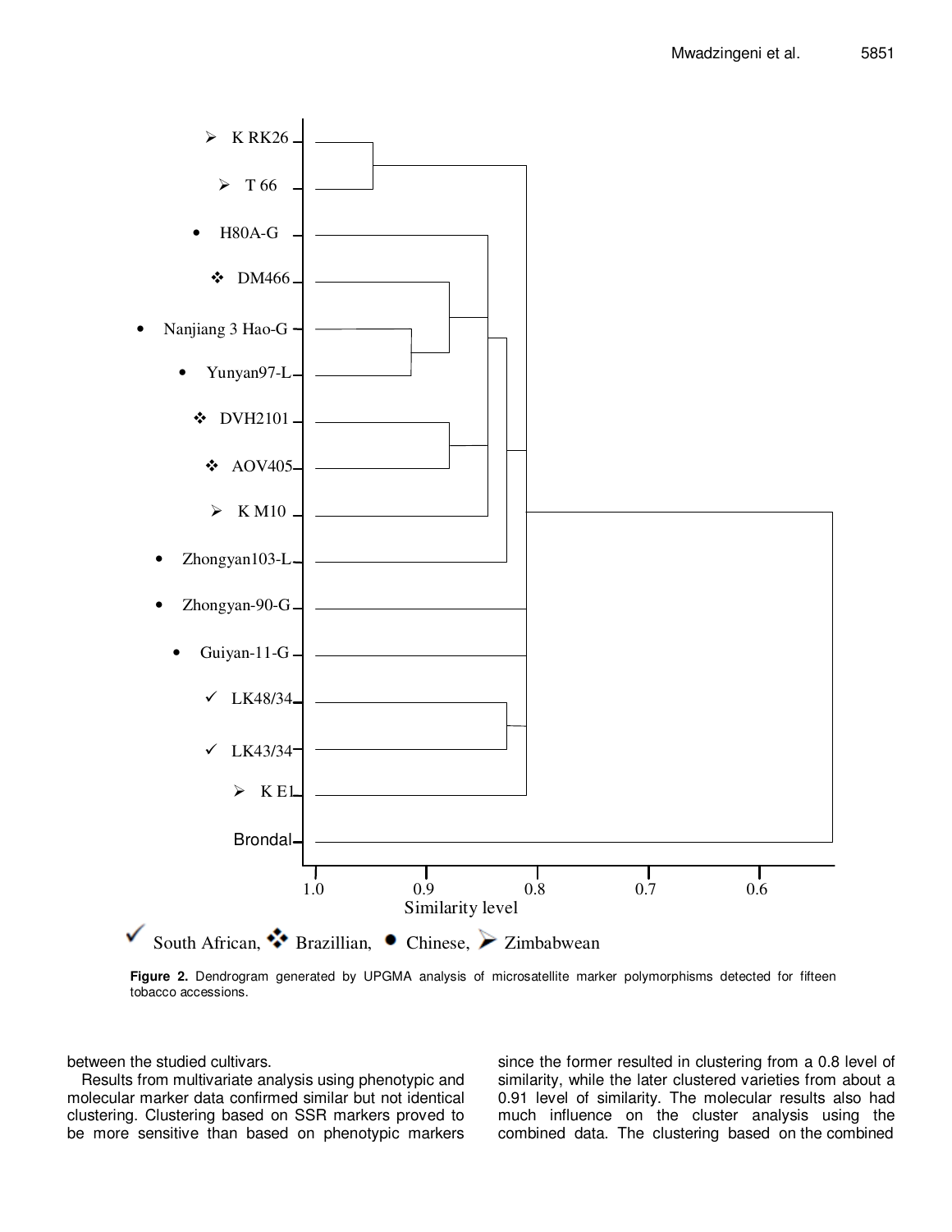**Figure 2.** Dendrogram generated by UPGMA analysis of microsatellite marker polymorphisms detected for fifteen tobacco accessions.

between the studied cultivars.

Results from multivariate analysis using phenotypic and molecular marker data confirmed similar but not identical clustering. Clustering based on SSR markers proved to be more sensitive than based on phenotypic markers since the former resulted in clustering from a 0.8 level of similarity, while the later clustered varieties from about a 0.91 level of similarity. The molecular results also had much influence on the cluster analysis using the combined data. The clustering based on the combined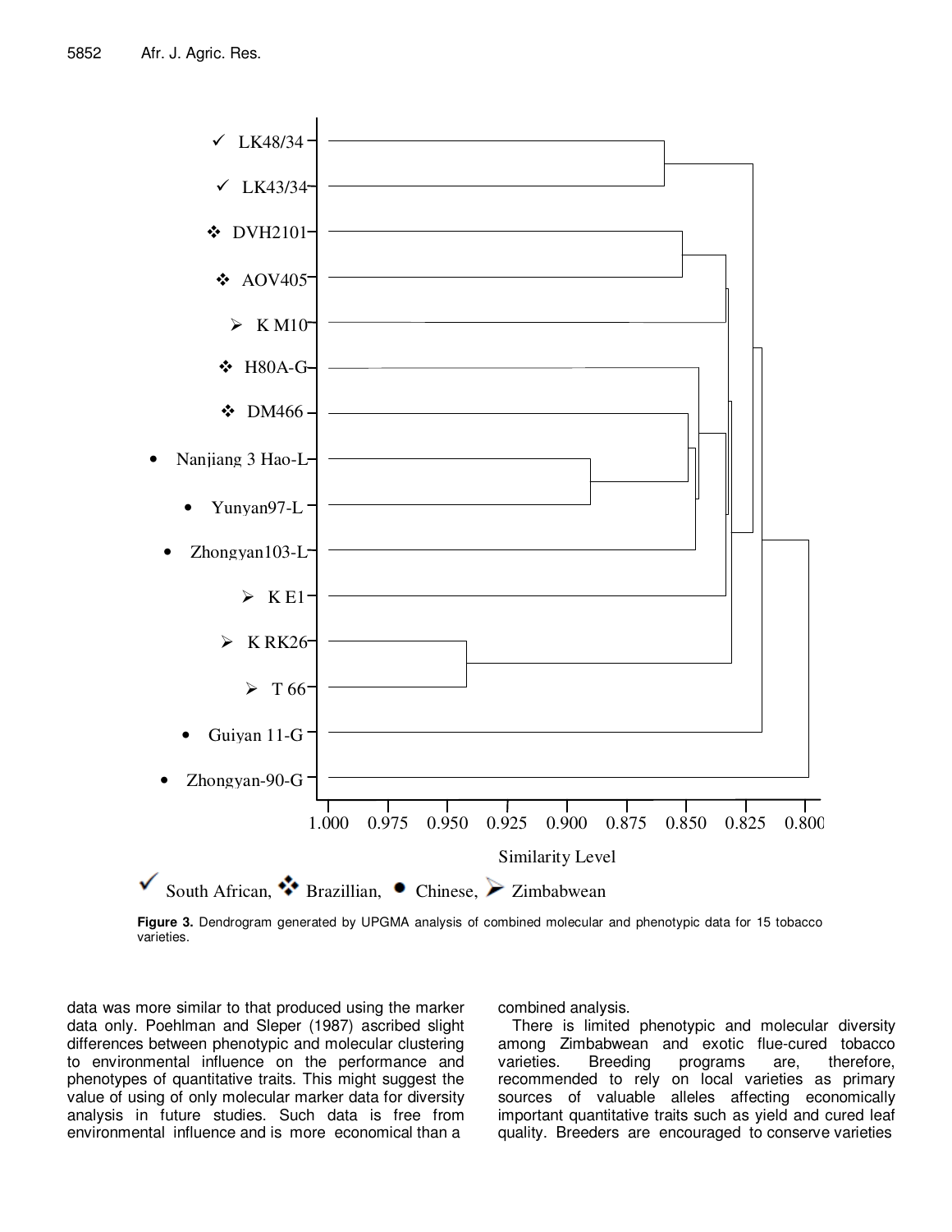South African, Brazillian, Chinese, Zimbabwean

**Figure 3.** Dendrogram generated by UPGMA analysis of combined molecular and phenotypic data for 15 tobacco varieties.

data was more similar to that produced using the marker data only. Poehlman and Sleper (1987) ascribed slight differences between phenotypic and molecular clustering to environmental influence on the performance and phenotypes of quantitative traits. This might suggest the value of using of only molecular marker data for diversity analysis in future studies. Such data is free from environmental influence and is more economical than a combined analysis.

There is limited phenotypic and molecular diversity among Zimbabwean and exotic flue-cured tobacco varieties. Breeding programs are, therefore, recommended to rely on local varieties as primary sources of valuable alleles affecting economically important quantitative traits such as yield and cured leaf quality. Breeders are encouraged to conserve varieties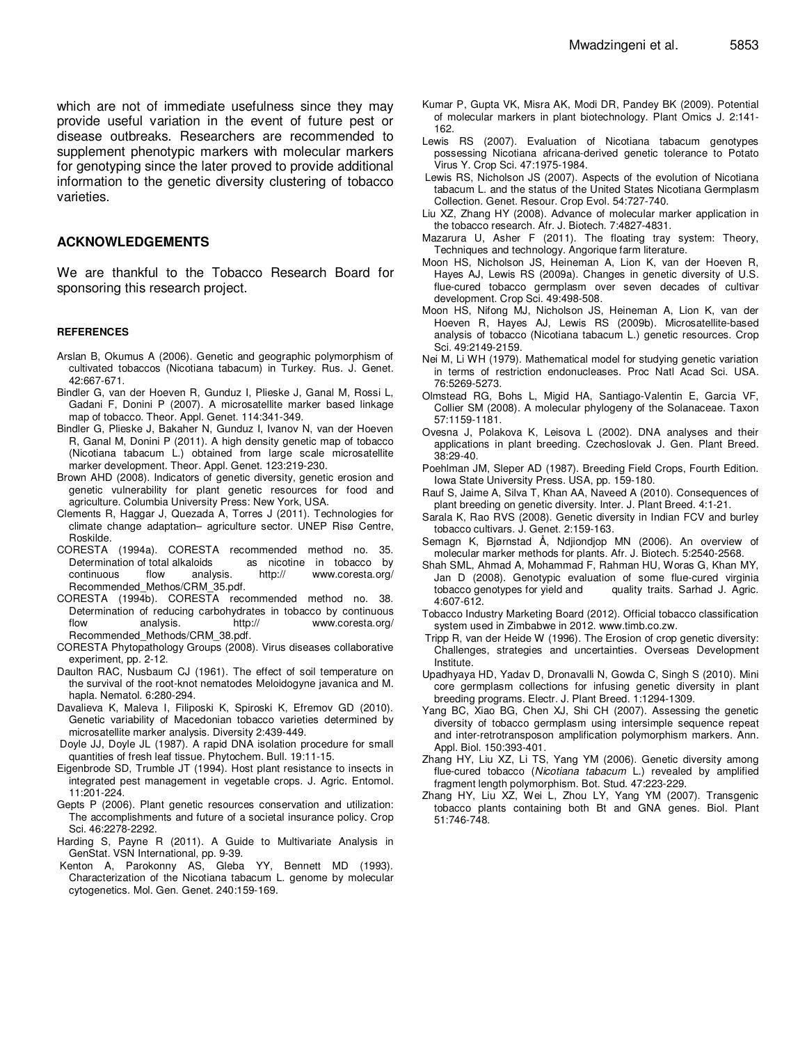which are not of immediate usefulness since they may provide useful variation in the event of future pest or disease outbreaks. Researchers are recommended to supplement phenotypic markers with molecular markers for genotyping since the later proved to provide additional information to the genetic diversity clustering of tobacco varieties.

## ACKNOWLEDGEMENTS

We are thankful to the Tobacco Research Board for sponsoring this research project.

### REFERENCES

Arslan B, Okumus A (2006). Genetic and geographic polymorphism of cultivated tobaccos (Nicotiana tabacum) in Turkey. Rus. J. Genet. 42:667-671.

Bindler G, van der Hoeven R, Gunduz I, Plieske J, Ganal M, Rossi L, Gadani F, Donini P (2007). A microsatellite marker based linkage map of tobacco. Theor. Appl. Genet. 114:341-349.

Bindler G, Plieske J, Bakaher N, Gunduz I, Ivanov N, van der Hoeven R, Ganal M, Donini P (2011). A high density genetic map of tobacco (Nicotiana tabacum L.) obtained from large scale microsatellite marker development. Theor. Appl. Genet. 123:219-230.

Brown AHD (2008). Indicators of genetic diversity, genetic erosion and genetic vulnerability for plant genetic resources for food and agriculture. Columbia University Press: New York, USA.

Clements R, Haggar J, Quezada A, Torres J (2011). Technologies for climate change adaptation– agriculture sector. UNEP Risø Centre, Roskilde.

CORESTA (1994a). CORESTA recommended method no. 35. Determination of total alkaloids as nicotine in tobacco by continuous flow analysis. http:// www.coresta.org/ Recommended_Methos/CRM_35.pdf.

CORESTA (1994b). CORESTA recommended method no. 38. Determination of reducing carbohydrates in tobacco by continuous flow analysis. http:// www.coresta.org/ Recommended_Methods/CRM_38.pdf.

CORESTA Phytopathology Groups (2008). Virus diseases collaborative experiment, pp. 2-12.

Daulton RAC, Nusbaum CJ (1961). The effect of soil temperature on the survival of the root-knot nematodes Meloidogyne javanica and M. hapla. Nematol. 6:280-294.

Davalieva K, Maleva I, Filiposki K, Spiroski K, Efremov GD (2010). Genetic variability of Macedonian tobacco varieties determined by microsatellite marker analysis. Diversity 2:439-449.

Doyle JJ, Doyle JL (1987). A rapid DNA isolation procedure for small quantities of fresh leaf tissue. Phytochem. Bull. 19:11-15.

Eigenbrode SD, Trumble JT (1994). Host plant resistance to insects in integrated pest management in vegetable crops. J. Agric. Entomol. 11:201-224.

Gepts P (2006). Plant genetic resources conservation and utilization: The accomplishments and future of a societal insurance policy. Crop Sci. 46:2278-2292.

Harding S, Payne R (2011). A Guide to Multivariate Analysis in GenStat. VSN International, pp. 9-39.

Kenton A, Parokonny AS, Gleba YY, Bennett MD (1993). Characterization of the Nicotiana tabacum L. genome by molecular cytogenetics. Mol. Gen. Genet. 240:159-169.

Kumar P, Gupta VK, Misra AK, Modi DR, Pandey BK (2009). Potential of molecular markers in plant biotechnology. Plant Omics J. 2:141-162.

Lewis RS (2007). Evaluation of Nicotiana tabacum genotypes possessing Nicotiana africana-derived genetic tolerance to Potato Virus Y. Crop Sci. 47:1975-1984.

Lewis RS, Nicholson JS (2007). Aspects of the evolution of Nicotiana tabacum L. and the status of the United States Nicotiana Germplasm Collection. Genet. Resour. Crop Evol. 54:727-740.

Liu XZ, Zhang HY (2008). Advance of molecular marker application in the tobacco research. Afr. J. Biotech. 7:4827-4831.

Mazarura U, Asher F (2011). The floating tray system: Theory, Techniques and technology. Angorique farm literature.

Moon HS, Nicholson JS, Heineman A, Lion K, van der Hoeven R, Hayes AJ, Lewis RS (2009a). Changes in genetic diversity of U.S. flue-cured tobacco germplasm over seven decades of cultivar development. Crop Sci. 49:498-508.

Moon HS, Nifong MJ, Nicholson JS, Heineman A, Lion K, van der Hoeven R, Hayes AJ, Lewis RS (2009b). Microsatellite-based analysis of tobacco (Nicotiana tabacum L.) genetic resources. Crop Sci. 49:2149-2159.

Nei M, Li WH (1979). Mathematical model for studying genetic variation in terms of restriction endonucleases. Proc Natl Acad Sci. USA. 76:5269-5273.

Olmstead RG, Bohs L, Migid HA, Santiago-Valentin E, Garcia VF, Collier SM (2008). A molecular phylogeny of the Solanaceae. Taxon 57:1159-1181.

Ovesna J, Polakova K, Leisova L (2002). DNA analyses and their applications in plant breeding. Czechoslovak J. Gen. Plant Breed. 38:29-40.

Poehlman JM, Sleper AD (1987). Breeding Field Crops, Fourth Edition. Iowa State University Press. USA, pp. 159-180.

Rauf S, Jaime A, Silva T, Khan AA, Naveed A (2010). Consequences of plant breeding on genetic diversity. Inter. J. Plant Breed. 4:1-21.

Sarala K, Rao RVS (2008). Genetic diversity in Indian FCV and burley tobacco cultivars. J. Genet. 2:159-163.

Semagn K, Bjørnstad Å, Ndjiondjop MN (2006). An overview of molecular marker methods for plants. Afr. J. Biotech. 5:2540-2568.

Shah SML, Ahmad A, Mohammad F, Rahman HU, Woras G, Khan MY, Jan D (2008). Genotypic evaluation of some flue-cured virginia tobacco genotypes for yield and quality traits. Sarhad J. Agric. 4:607-612.

Tobacco Industry Marketing Board (2012). Official tobacco classification system used in Zimbabwe in 2012. www.timb.co.zw.

Tripp R, van der Heide W (1996). The Erosion of crop genetic diversity: Challenges, strategies and uncertainties. Overseas Development Institute.

Upadhyaya HD, Yadav D, Dronavalli N, Gowda C, Singh S (2010). Mini core germplasm collections for infusing genetic diversity in plant breeding programs. Electr. J. Plant Breed. 1:1294-1309.

Yang BC, Xiao BG, Chen XJ, Shi CH (2007). Assessing the genetic diversity of tobacco germplasm using intersimple sequence repeat and inter-retrotransposon amplification polymorphism markers. Ann. Appl. Biol. 150:393-401.

Zhang HY, Liu XZ, Li TS, Yang YM (2006). Genetic diversity among flue-cured tobacco (*Nicotiana tabacum* L.) revealed by amplified fragment length polymorphism. Bot. Stud. 47:223-229.

Zhang HY, Liu XZ, Wei L, Zhou LY, Yang YM (2007). Transgenic tobacco plants containing both Bt and GNA genes. Biol. Plant 51:746-748.